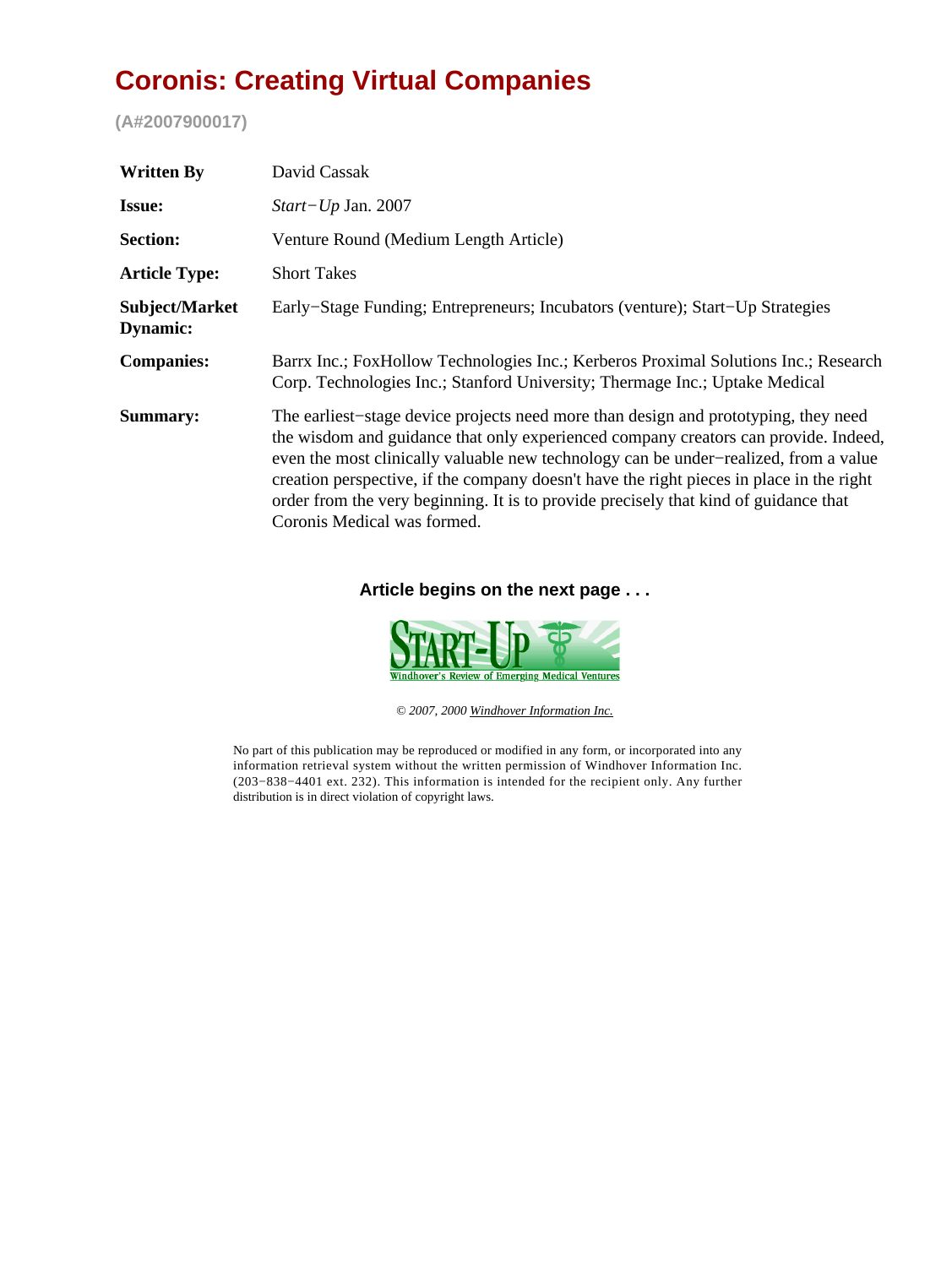# Coronis: Creating Virtual Companies

**(A#2007900017)**

| | |
|---|---|
| **Written By** | David Cassak |
| **Issue:** | *Start−Up* Jan. 2007 |
| **Section:** | Venture Round (Medium Length Article) |
| **Article Type:** | Short Takes |
| **Subject/Market Dynamic:** | Early−Stage Funding; Entrepreneurs; Incubators (venture); Start−Up Strategies |
| **Companies:** | Barrx Inc.; FoxHollow Technologies Inc.; Kerberos Proximal Solutions Inc.; Research Corp. Technologies Inc.; Stanford University; Thermage Inc.; Uptake Medical |
| **Summary:** | The earliest−stage device projects need more than design and prototyping, they need the wisdom and guidance that only experienced company creators can provide. Indeed, even the most clinically valuable new technology can be under−realized, from a value creation perspective, if the company doesn't have the right pieces in place in the right order from the very beginning. It is to provide precisely that kind of guidance that Coronis Medical was formed. |

**Article begins on the next page . . .**

START-UP
Windhover's Review of Emerging Medical Ventures

*© 2007, 2000 Windhover Information Inc.*

No part of this publication may be reproduced or modified in any form, or incorporated into any information retrieval system without the written permission of Windhover Information Inc. (203−838−4401 ext. 232). This information is intended for the recipient only. Any further distribution is in direct violation of copyright laws.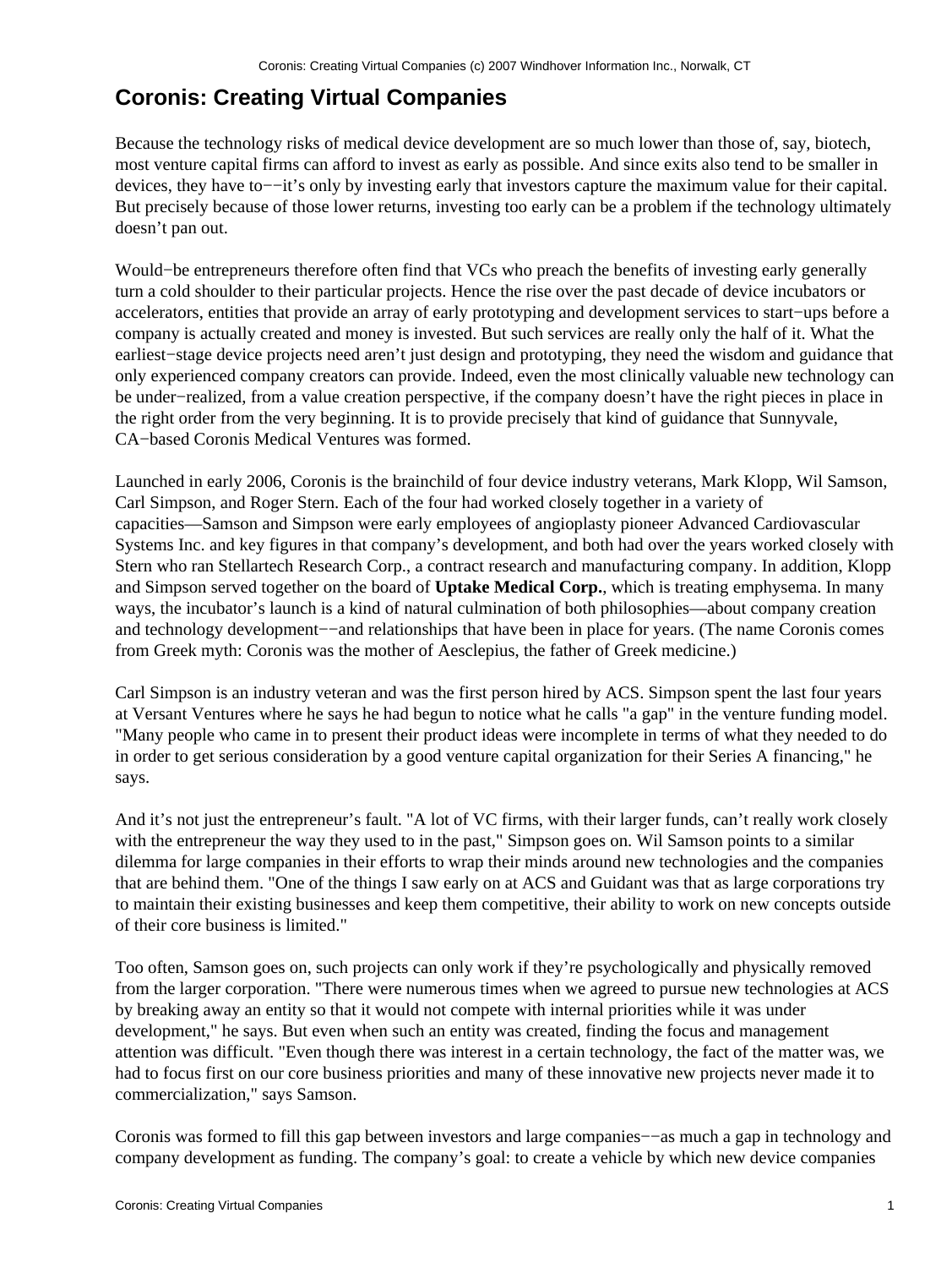# Coronis: Creating Virtual Companies

Because the technology risks of medical device development are so much lower than those of, say, biotech, most venture capital firms can afford to invest as early as possible. And since exits also tend to be smaller in devices, they have to−−it's only by investing early that investors capture the maximum value for their capital. But precisely because of those lower returns, investing too early can be a problem if the technology ultimately doesn't pan out.

Would−be entrepreneurs therefore often find that VCs who preach the benefits of investing early generally turn a cold shoulder to their particular projects. Hence the rise over the past decade of device incubators or accelerators, entities that provide an array of early prototyping and development services to start−ups before a company is actually created and money is invested. But such services are really only the half of it. What the earliest−stage device projects need aren't just design and prototyping, they need the wisdom and guidance that only experienced company creators can provide. Indeed, even the most clinically valuable new technology can be under−realized, from a value creation perspective, if the company doesn't have the right pieces in place in the right order from the very beginning. It is to provide precisely that kind of guidance that Sunnyvale, CA−based Coronis Medical Ventures was formed.

Launched in early 2006, Coronis is the brainchild of four device industry veterans, Mark Klopp, Wil Samson, Carl Simpson, and Roger Stern. Each of the four had worked closely together in a variety of capacities—Samson and Simpson were early employees of angioplasty pioneer Advanced Cardiovascular Systems Inc. and key figures in that company's development, and both had over the years worked closely with Stern who ran Stellartech Research Corp., a contract research and manufacturing company. In addition, Klopp and Simpson served together on the board of **Uptake Medical Corp.**, which is treating emphysema. In many ways, the incubator's launch is a kind of natural culmination of both philosophies—about company creation and technology development−−and relationships that have been in place for years. (The name Coronis comes from Greek myth: Coronis was the mother of Aesclepius, the father of Greek medicine.)

Carl Simpson is an industry veteran and was the first person hired by ACS. Simpson spent the last four years at Versant Ventures where he says he had begun to notice what he calls "a gap" in the venture funding model. "Many people who came in to present their product ideas were incomplete in terms of what they needed to do in order to get serious consideration by a good venture capital organization for their Series A financing," he says.

And it's not just the entrepreneur's fault. "A lot of VC firms, with their larger funds, can't really work closely with the entrepreneur the way they used to in the past," Simpson goes on. Wil Samson points to a similar dilemma for large companies in their efforts to wrap their minds around new technologies and the companies that are behind them. "One of the things I saw early on at ACS and Guidant was that as large corporations try to maintain their existing businesses and keep them competitive, their ability to work on new concepts outside of their core business is limited."

Too often, Samson goes on, such projects can only work if they're psychologically and physically removed from the larger corporation. "There were numerous times when we agreed to pursue new technologies at ACS by breaking away an entity so that it would not compete with internal priorities while it was under development," he says. But even when such an entity was created, finding the focus and management attention was difficult. "Even though there was interest in a certain technology, the fact of the matter was, we had to focus first on our core business priorities and many of these innovative new projects never made it to commercialization," says Samson.

Coronis was formed to fill this gap between investors and large companies−−as much a gap in technology and company development as funding. The company's goal: to create a vehicle by which new device companies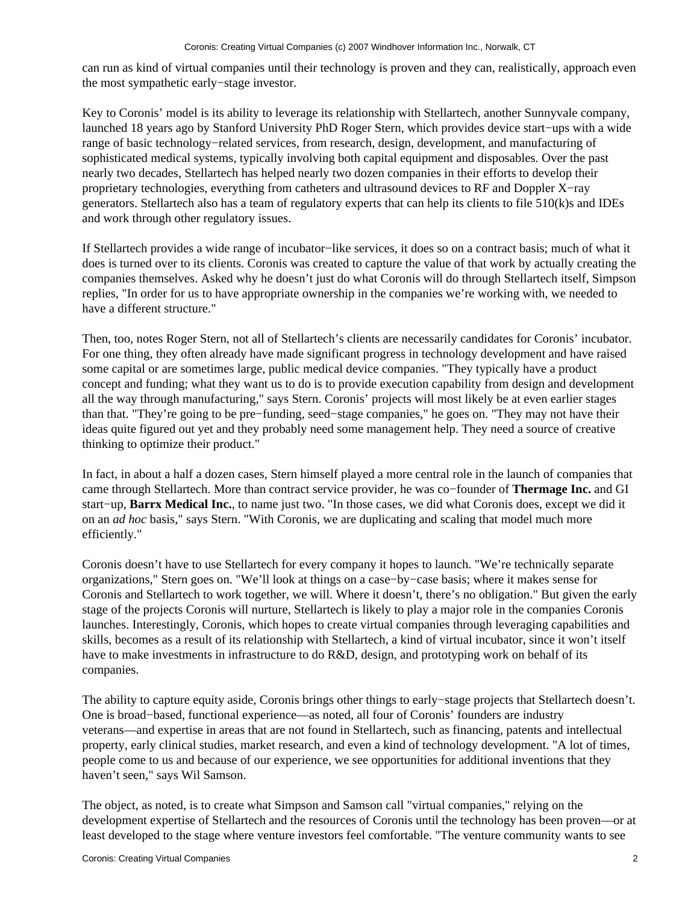can run as kind of virtual companies until their technology is proven and they can, realistically, approach even the most sympathetic early−stage investor.

Key to Coronis' model is its ability to leverage its relationship with Stellartech, another Sunnyvale company, launched 18 years ago by Stanford University PhD Roger Stern, which provides device start−ups with a wide range of basic technology−related services, from research, design, development, and manufacturing of sophisticated medical systems, typically involving both capital equipment and disposables. Over the past nearly two decades, Stellartech has helped nearly two dozen companies in their efforts to develop their proprietary technologies, everything from catheters and ultrasound devices to RF and Doppler X−ray generators. Stellartech also has a team of regulatory experts that can help its clients to file 510(k)s and IDEs and work through other regulatory issues.

If Stellartech provides a wide range of incubator−like services, it does so on a contract basis; much of what it does is turned over to its clients. Coronis was created to capture the value of that work by actually creating the companies themselves. Asked why he doesn't just do what Coronis will do through Stellartech itself, Simpson replies, "In order for us to have appropriate ownership in the companies we're working with, we needed to have a different structure."

Then, too, notes Roger Stern, not all of Stellartech's clients are necessarily candidates for Coronis' incubator. For one thing, they often already have made significant progress in technology development and have raised some capital or are sometimes large, public medical device companies. "They typically have a product concept and funding; what they want us to do is to provide execution capability from design and development all the way through manufacturing," says Stern. Coronis' projects will most likely be at even earlier stages than that. "They're going to be pre−funding, seed−stage companies," he goes on. "They may not have their ideas quite figured out yet and they probably need some management help. They need a source of creative thinking to optimize their product."

In fact, in about a half a dozen cases, Stern himself played a more central role in the launch of companies that came through Stellartech. More than contract service provider, he was co−founder of **Thermage Inc.** and GI start−up, **Barrx Medical Inc.**, to name just two. "In those cases, we did what Coronis does, except we did it on an *ad hoc* basis," says Stern. "With Coronis, we are duplicating and scaling that model much more efficiently."

Coronis doesn't have to use Stellartech for every company it hopes to launch. "We're technically separate organizations," Stern goes on. "We'll look at things on a case−by−case basis; where it makes sense for Coronis and Stellartech to work together, we will. Where it doesn't, there's no obligation." But given the early stage of the projects Coronis will nurture, Stellartech is likely to play a major role in the companies Coronis launches. Interestingly, Coronis, which hopes to create virtual companies through leveraging capabilities and skills, becomes as a result of its relationship with Stellartech, a kind of virtual incubator, since it won't itself have to make investments in infrastructure to do R&D, design, and prototyping work on behalf of its companies.

The ability to capture equity aside, Coronis brings other things to early−stage projects that Stellartech doesn't. One is broad−based, functional experience—as noted, all four of Coronis' founders are industry veterans—and expertise in areas that are not found in Stellartech, such as financing, patents and intellectual property, early clinical studies, market research, and even a kind of technology development. "A lot of times, people come to us and because of our experience, we see opportunities for additional inventions that they haven't seen," says Wil Samson.

The object, as noted, is to create what Simpson and Samson call "virtual companies," relying on the development expertise of Stellartech and the resources of Coronis until the technology has been proven—or at least developed to the stage where venture investors feel comfortable. "The venture community wants to see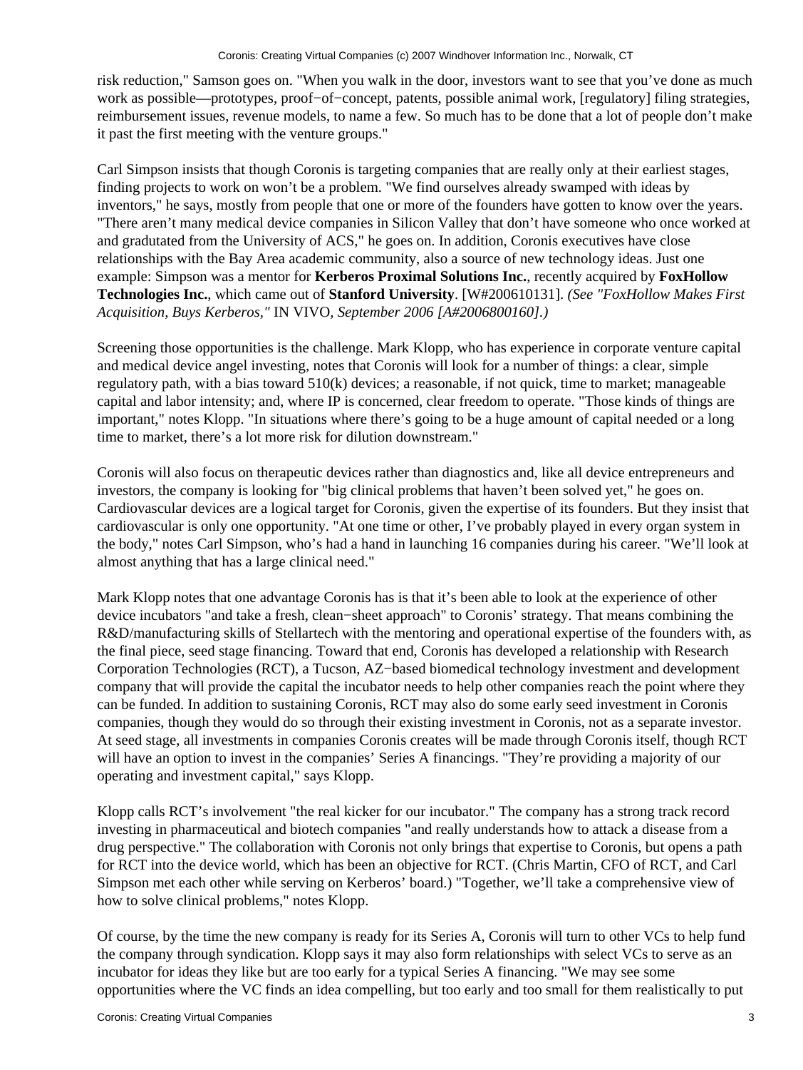risk reduction," Samson goes on. "When you walk in the door, investors want to see that you've done as much work as possible—prototypes, proof−of−concept, patents, possible animal work, [regulatory] filing strategies, reimbursement issues, revenue models, to name a few. So much has to be done that a lot of people don't make it past the first meeting with the venture groups."

Carl Simpson insists that though Coronis is targeting companies that are really only at their earliest stages, finding projects to work on won't be a problem. "We find ourselves already swamped with ideas by inventors," he says, mostly from people that one or more of the founders have gotten to know over the years. "There aren't many medical device companies in Silicon Valley that don't have someone who once worked at and gradutated from the University of ACS," he goes on. In addition, Coronis executives have close relationships with the Bay Area academic community, also a source of new technology ideas. Just one example: Simpson was a mentor for **Kerberos Proximal Solutions Inc.**, recently acquired by **FoxHollow Technologies Inc.**, which came out of **Stanford University**. [W#200610131]. *(See "FoxHollow Makes First Acquisition, Buys Kerberos,"* IN VIVO*, September 2006 [A#2006800160].)*

Screening those opportunities is the challenge. Mark Klopp, who has experience in corporate venture capital and medical device angel investing, notes that Coronis will look for a number of things: a clear, simple regulatory path, with a bias toward 510(k) devices; a reasonable, if not quick, time to market; manageable capital and labor intensity; and, where IP is concerned, clear freedom to operate. "Those kinds of things are important," notes Klopp. "In situations where there's going to be a huge amount of capital needed or a long time to market, there's a lot more risk for dilution downstream."

Coronis will also focus on therapeutic devices rather than diagnostics and, like all device entrepreneurs and investors, the company is looking for "big clinical problems that haven't been solved yet," he goes on. Cardiovascular devices are a logical target for Coronis, given the expertise of its founders. But they insist that cardiovascular is only one opportunity. "At one time or other, I've probably played in every organ system in the body," notes Carl Simpson, who's had a hand in launching 16 companies during his career. "We'll look at almost anything that has a large clinical need."

Mark Klopp notes that one advantage Coronis has is that it's been able to look at the experience of other device incubators "and take a fresh, clean−sheet approach" to Coronis' strategy. That means combining the R&D/manufacturing skills of Stellartech with the mentoring and operational expertise of the founders with, as the final piece, seed stage financing. Toward that end, Coronis has developed a relationship with Research Corporation Technologies (RCT), a Tucson, AZ−based biomedical technology investment and development company that will provide the capital the incubator needs to help other companies reach the point where they can be funded. In addition to sustaining Coronis, RCT may also do some early seed investment in Coronis companies, though they would do so through their existing investment in Coronis, not as a separate investor. At seed stage, all investments in companies Coronis creates will be made through Coronis itself, though RCT will have an option to invest in the companies' Series A financings. "They're providing a majority of our operating and investment capital," says Klopp.

Klopp calls RCT's involvement "the real kicker for our incubator." The company has a strong track record investing in pharmaceutical and biotech companies "and really understands how to attack a disease from a drug perspective." The collaboration with Coronis not only brings that expertise to Coronis, but opens a path for RCT into the device world, which has been an objective for RCT. (Chris Martin, CFO of RCT, and Carl Simpson met each other while serving on Kerberos' board.) "Together, we'll take a comprehensive view of how to solve clinical problems," notes Klopp.

Of course, by the time the new company is ready for its Series A, Coronis will turn to other VCs to help fund the company through syndication. Klopp says it may also form relationships with select VCs to serve as an incubator for ideas they like but are too early for a typical Series A financing. "We may see some opportunities where the VC finds an idea compelling, but too early and too small for them realistically to put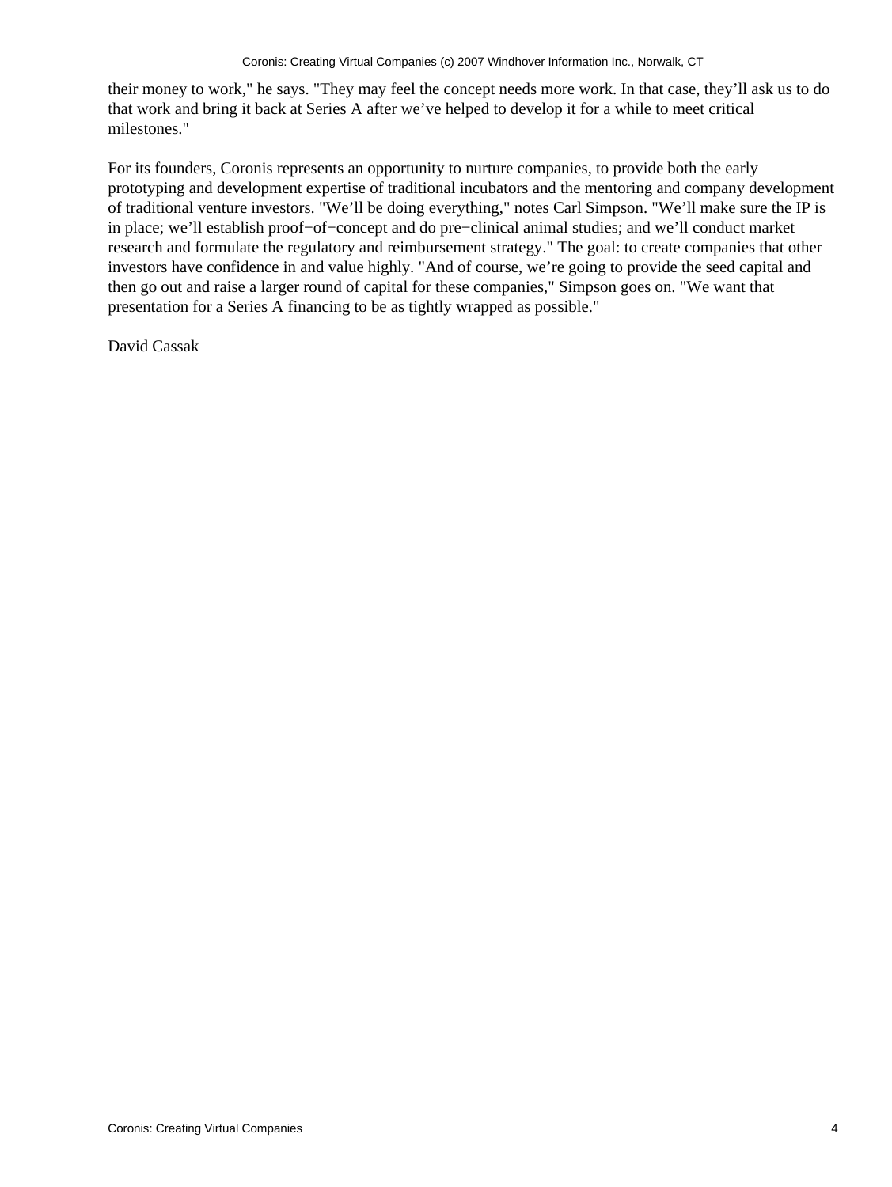their money to work," he says. "They may feel the concept needs more work. In that case, they'll ask us to do that work and bring it back at Series A after we've helped to develop it for a while to meet critical milestones."

For its founders, Coronis represents an opportunity to nurture companies, to provide both the early prototyping and development expertise of traditional incubators and the mentoring and company development of traditional venture investors. "We'll be doing everything," notes Carl Simpson. "We'll make sure the IP is in place; we'll establish proof−of−concept and do pre−clinical animal studies; and we'll conduct market research and formulate the regulatory and reimbursement strategy." The goal: to create companies that other investors have confidence in and value highly. "And of course, we're going to provide the seed capital and then go out and raise a larger round of capital for these companies," Simpson goes on. "We want that presentation for a Series A financing to be as tightly wrapped as possible."

David Cassak